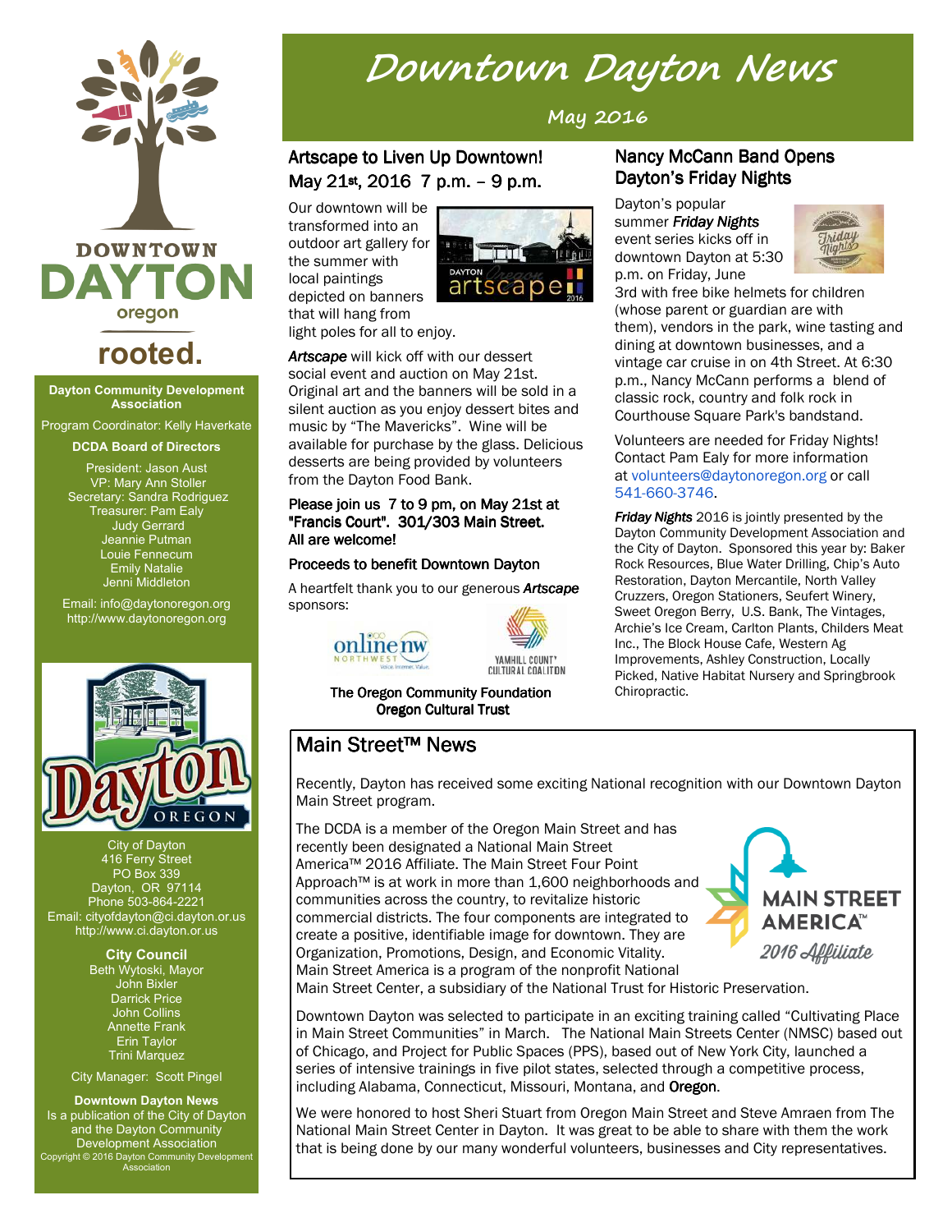# Downtown Dayton News

May 2016

## Artscape to Liven Up Downtown!
## May 21st, 2016 7 p.m. – 9 p.m.

Our downtown will be transformed into an outdoor art gallery for the summer with local paintings depicted on banners that will hang from light poles for all to enjoy.

***Artscape*** will kick off with our dessert social event and auction on May 21st. Original art and the banners will be sold in a silent auction as you enjoy dessert bites and music by "The Mavericks". Wine will be available for purchase by the glass. Delicious desserts are being provided by volunteers from the Dayton Food Bank.

Please join us 7 to 9 pm, on May 21st at "Francis Court". 301/303 Main Street. All are welcome!

Proceeds to benefit Downtown Dayton

A heartfelt thank you to our generous ***Artscape*** sponsors:

online nw NORTHWEST Voice. Internet. Value.

YAMHILL COUNTY CULTURAL COALITION

The Oregon Community Foundation
Oregon Cultural Trust

## Nancy McCann Band Opens Dayton's Friday Nights

Dayton's popular summer ***Friday Nights*** event series kicks off in downtown Dayton at 5:30 p.m. on Friday, June 3rd with free bike helmets for children (whose parent or guardian are with them), vendors in the park, wine tasting and dining at downtown businesses, and a vintage car cruise in on 4th Street. At 6:30 p.m., Nancy McCann performs a blend of classic rock, country and folk rock in Courthouse Square Park's bandstand.

Volunteers are needed for Friday Nights! Contact Pam Ealy for more information at volunteers@daytonoregon.org or call 541-660-3746.

***Friday Nights*** 2016 is jointly presented by the Dayton Community Development Association and the City of Dayton. Sponsored this year by: Baker Rock Resources, Blue Water Drilling, Chip's Auto Restoration, Dayton Mercantile, North Valley Cruzzers, Oregon Stationers, Seufert Winery, Sweet Oregon Berry, U.S. Bank, The Vintages, Archie's Ice Cream, Carlton Plants, Childers Meat Inc., The Block House Cafe, Western Ag Improvements, Ashley Construction, Locally Picked, Native Habitat Nursery and Springbrook Chiropractic.

## Main Street™ News

Recently, Dayton has received some exciting National recognition with our Downtown Dayton Main Street program.

The DCDA is a member of the Oregon Main Street and has recently been designated a National Main Street America™ 2016 Affiliate. The Main Street Four Point Approach™ is at work in more than 1,600 neighborhoods and communities across the country, to revitalize historic commercial districts. The four components are integrated to create a positive, identifiable image for downtown. They are Organization, Promotions, Design, and Economic Vitality. Main Street America is a program of the nonprofit National Main Street Center, a subsidiary of the National Trust for Historic Preservation.

MAIN STREET AMERICA™ 2016 Affiliate

Downtown Dayton was selected to participate in an exciting training called "Cultivating Place in Main Street Communities" in March. The National Main Streets Center (NMSC) based out of Chicago, and Project for Public Spaces (PPS), based out of New York City, launched a series of intensive trainings in five pilot states, selected through a competitive process, including Alabama, Connecticut, Missouri, Montana, and Oregon.

We were honored to host Sheri Stuart from Oregon Main Street and Steve Amraen from The National Main Street Center in Dayton. It was great to be able to share with them the work that is being done by our many wonderful volunteers, businesses and City representatives.

---

DOWNTOWN DAYTON oregon
**rooted.**

**Dayton Community Development Association**

Program Coordinator: Kelly Haverkate

**DCDA Board of Directors**

President: Jason Aust
VP: Mary Ann Stoller
Secretary: Sandra Rodriguez
Treasurer: Pam Ealy
Judy Gerrard
Jeannie Putman
Louie Fennecum
Emily Natalie
Jenni Middleton

Email: info@daytonoregon.org
http://www.daytonoregon.org

Dayton OREGON

City of Dayton
416 Ferry Street
PO Box 339
Dayton, OR 97114
Phone 503-864-2221
Email: cityofdayton@ci.dayton.or.us
http://www.ci.dayton.or.us

**City Council**
Beth Wytoski, Mayor
John Bixler
Darrick Price
John Collins
Annette Frank
Erin Taylor
Trini Marquez

City Manager: Scott Pingel

**Downtown Dayton News**
Is a publication of the City of Dayton and the Dayton Community Development Association
Copyright © 2016 Dayton Community Development Association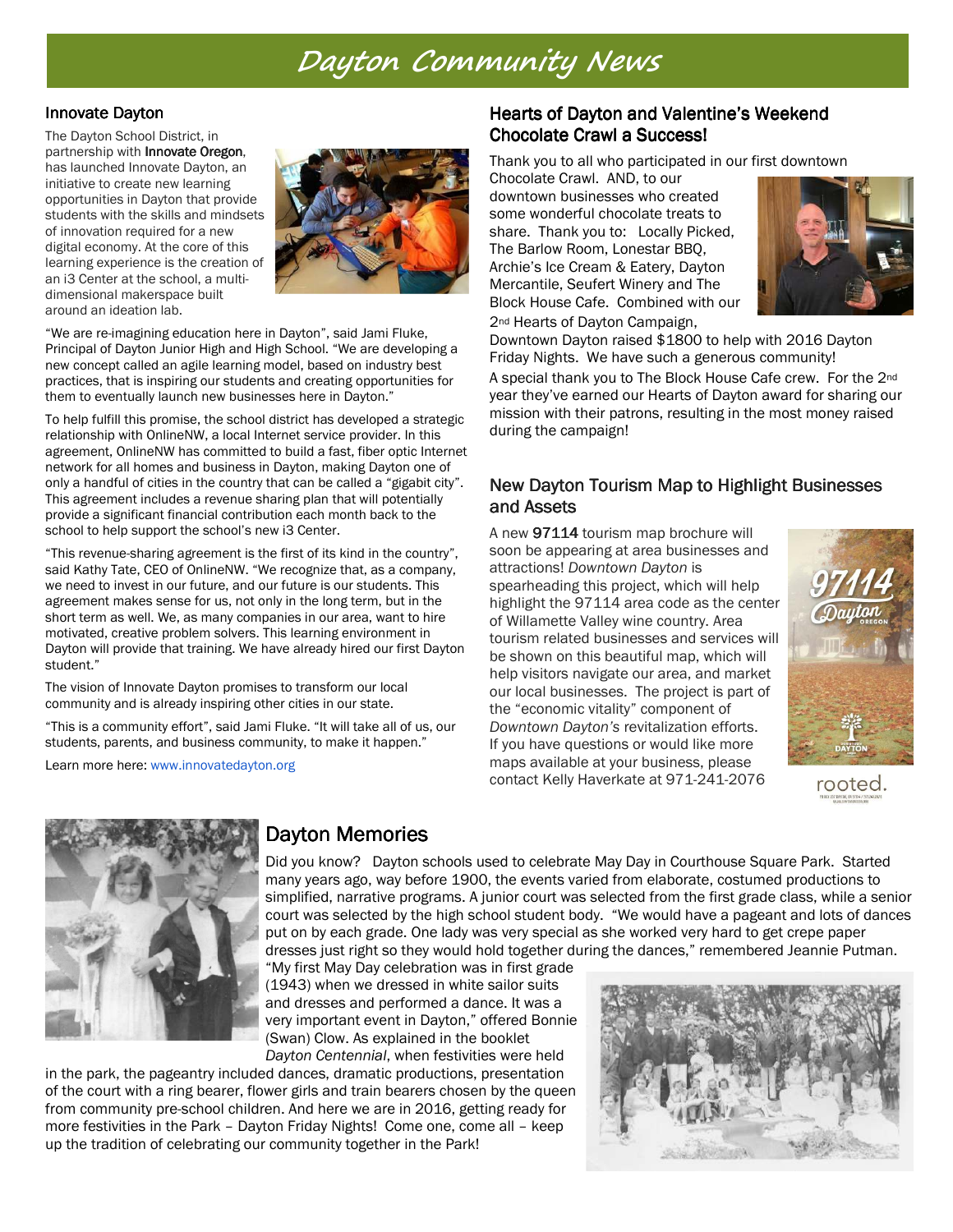# Dayton Community News

## Innovate Dayton

The Dayton School District, in partnership with **Innovate Oregon**, has launched Innovate Dayton, an initiative to create new learning opportunities in Dayton that provide students with the skills and mindsets of innovation required for a new digital economy. At the core of this learning experience is the creation of an i3 Center at the school, a multi-dimensional makerspace built around an ideation lab.

"We are re-imagining education here in Dayton", said Jami Fluke, Principal of Dayton Junior High and High School. "We are developing a new concept called an agile learning model, based on industry best practices, that is inspiring our students and creating opportunities for them to eventually launch new businesses here in Dayton."

To help fulfill this promise, the school district has developed a strategic relationship with OnlineNW, a local Internet service provider. In this agreement, OnlineNW has committed to build a fast, fiber optic Internet network for all homes and business in Dayton, making Dayton one of only a handful of cities in the country that can be called a "gigabit city". This agreement includes a revenue sharing plan that will potentially provide a significant financial contribution each month back to the school to help support the school's new i3 Center.

"This revenue-sharing agreement is the first of its kind in the country", said Kathy Tate, CEO of OnlineNW. "We recognize that, as a company, we need to invest in our future, and our future is our students. This agreement makes sense for us, not only in the long term, but in the short term as well. We, as many companies in our area, want to hire motivated, creative problem solvers. This learning environment in Dayton will provide that training. We have already hired our first Dayton student."

The vision of Innovate Dayton promises to transform our local community and is already inspiring other cities in our state.

"This is a community effort", said Jami Fluke. "It will take all of us, our students, parents, and business community, to make it happen."

Learn more here: www.innovatedayton.org

## Hearts of Dayton and Valentine's Weekend Chocolate Crawl a Success!

Thank you to all who participated in our first downtown Chocolate Crawl. AND, to our downtown businesses who created some wonderful chocolate treats to share. Thank you to: Locally Picked, The Barlow Room, Lonestar BBQ, Archie's Ice Cream & Eatery, Dayton Mercantile, Seufert Winery and The Block House Cafe. Combined with our 2nd Hearts of Dayton Campaign, Downtown Dayton raised $1800 to help with 2016 Dayton Friday Nights. We have such a generous community!

A special thank you to The Block House Cafe crew. For the 2nd year they've earned our Hearts of Dayton award for sharing our mission with their patrons, resulting in the most money raised during the campaign!

## New Dayton Tourism Map to Highlight Businesses and Assets

A new **97114** tourism map brochure will soon be appearing at area businesses and attractions! *Downtown Dayton* is spearheading this project, which will help highlight the 97114 area code as the center of Willamette Valley wine country. Area tourism related businesses and services will be shown on this beautiful map, which will help visitors navigate our area, and market our local businesses. The project is part of the "economic vitality" component of *Downtown Dayton's* revitalization efforts. If you have questions or would like more maps available at your business, please contact Kelly Haverkate at 971-241-2076

## Dayton Memories

Did you know? Dayton schools used to celebrate May Day in Courthouse Square Park. Started many years ago, way before 1900, the events varied from elaborate, costumed productions to simplified, narrative programs. A junior court was selected from the first grade class, while a senior court was selected by the high school student body. "We would have a pageant and lots of dances put on by each grade. One lady was very special as she worked very hard to get crepe paper dresses just right so they would hold together during the dances," remembered Jeannie Putman. "My first May Day celebration was in first grade (1943) when we dressed in white sailor suits and dresses and performed a dance. It was a very important event in Dayton," offered Bonnie (Swan) Clow. As explained in the booklet *Dayton Centennial*, when festivities were held in the park, the pageantry included dances, dramatic productions, presentation of the court with a ring bearer, flower girls and train bearers chosen by the queen from community pre-school children. And here we are in 2016, getting ready for more festivities in the Park – Dayton Friday Nights! Come one, come all – keep up the tradition of celebrating our community together in the Park!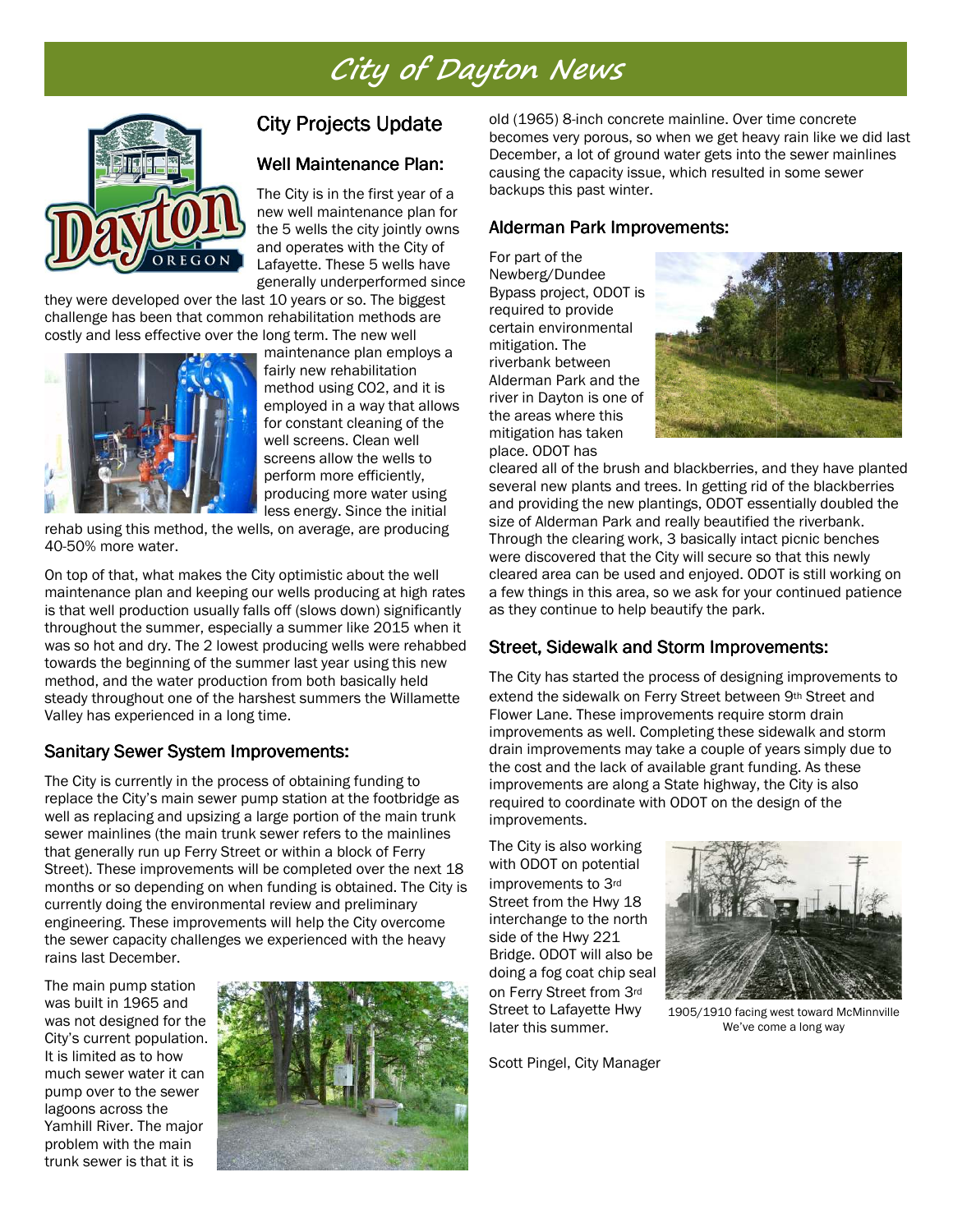# City of Dayton News

## City Projects Update

### Well Maintenance Plan:

The City is in the first year of a new well maintenance plan for the 5 wells the city jointly owns and operates with the City of Lafayette. These 5 wells have generally underperformed since they were developed over the last 10 years or so. The biggest challenge has been that common rehabilitation methods are costly and less effective over the long term. The new well maintenance plan employs a fairly new rehabilitation method using $CO_2$, and it is employed in a way that allows for constant cleaning of the well screens. Clean well screens allow the wells to perform more efficiently, producing more water using less energy. Since the initial rehab using this method, the wells, on average, are producing 40-50% more water.

On top of that, what makes the City optimistic about the well maintenance plan and keeping our wells producing at high rates is that well production usually falls off (slows down) significantly throughout the summer, especially a summer like 2015 when it was so hot and dry. The 2 lowest producing wells were rehabbed towards the beginning of the summer last year using this new method, and the water production from both basically held steady throughout one of the harshest summers the Willamette Valley has experienced in a long time.

### Sanitary Sewer System Improvements:

The City is currently in the process of obtaining funding to replace the City's main sewer pump station at the footbridge as well as replacing and upsizing a large portion of the main trunk sewer mainlines (the main trunk sewer refers to the mainlines that generally run up Ferry Street or within a block of Ferry Street). These improvements will be completed over the next 18 months or so depending on when funding is obtained. The City is currently doing the environmental review and preliminary engineering. These improvements will help the City overcome the sewer capacity challenges we experienced with the heavy rains last December.

The main pump station was built in 1965 and was not designed for the City's current population. It is limited as to how much sewer water it can pump over to the sewer lagoons across the Yamhill River. The major problem with the main trunk sewer is that it is old (1965) 8-inch concrete mainline. Over time concrete becomes very porous, so when we get heavy rain like we did last December, a lot of ground water gets into the sewer mainlines causing the capacity issue, which resulted in some sewer backups this past winter.

### Alderman Park Improvements:

For part of the Newberg/Dundee Bypass project, ODOT is required to provide certain environmental mitigation. The riverbank between Alderman Park and the river in Dayton is one of the areas where this mitigation has taken place. ODOT has cleared all of the brush and blackberries, and they have planted several new plants and trees. In getting rid of the blackberries and providing the new plantings, ODOT essentially doubled the size of Alderman Park and really beautified the riverbank. Through the clearing work, 3 basically intact picnic benches were discovered that the City will secure so that this newly cleared area can be used and enjoyed. ODOT is still working on a few things in this area, so we ask for your continued patience as they continue to help beautify the park.

### Street, Sidewalk and Storm Improvements:

The City has started the process of designing improvements to extend the sidewalk on Ferry Street between 9th Street and Flower Lane. These improvements require storm drain improvements as well. Completing these sidewalk and storm drain improvements may take a couple of years simply due to the cost and the lack of available grant funding. As these improvements are along a State highway, the City is also required to coordinate with ODOT on the design of the improvements.

The City is also working with ODOT on potential improvements to 3rd Street from the Hwy 18 interchange to the north side of the Hwy 221 Bridge. ODOT will also be doing a fog coat chip seal on Ferry Street from 3rd Street to Lafayette Hwy later this summer.

1905/1910 facing west toward McMinnville
We've come a long way

Scott Pingel, City Manager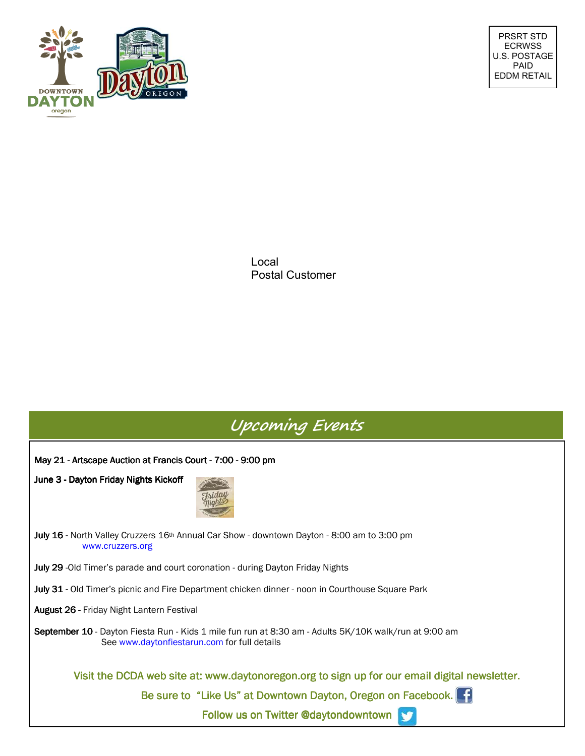PRSRT STD
ECRWSS
U.S. POSTAGE
PAID
EDDM RETAIL

Local
Postal Customer

## Upcoming Events

**May 21 - Artscape Auction at Francis Court - 7:00 - 9:00 pm**

**June 3 - Dayton Friday Nights Kickoff**

**July 16 -** North Valley Cruzzers 16th Annual Car Show - downtown Dayton - 8:00 am to 3:00 pm
www.cruzzers.org

**July 29** -Old Timer's parade and court coronation - during Dayton Friday Nights

**July 31 -** Old Timer's picnic and Fire Department chicken dinner - noon in Courthouse Square Park

**August 26 -** Friday Night Lantern Festival

**September 10** - Dayton Fiesta Run - Kids 1 mile fun run at 8:30 am - Adults 5K/10K walk/run at 9:00 am
See www.daytonfiestarun.com for full details

Visit the DCDA web site at: www.daytonoregon.org to sign up for our email digital newsletter.

Be sure to "Like Us" at Downtown Dayton, Oregon on Facebook.

Follow us on Twitter @daytondowntown